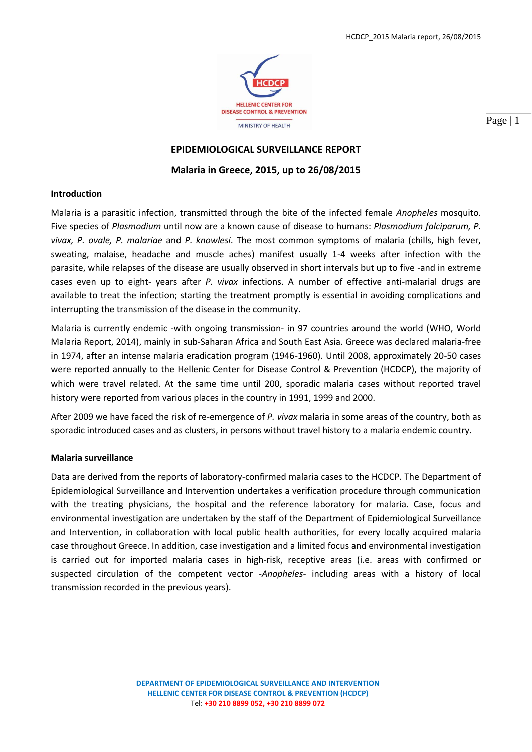# EPIDEMIOLOGICAL SURVEILLANCE REPORT

## Malaria in Greece, 2015, up to 26/08/2015

### Introduction

Malaria is a parasitic infection, transmitted through the bite of the infected female *Anopheles* mosquito. Five species of *Plasmodium* until now are a known cause of disease to humans: *Plasmodium falciparum, P. vivax, P. ovale, P. malariae* and *P. knowlesi*. The most common symptoms of malaria (chills, high fever, sweating, malaise, headache and muscle aches) manifest usually 1-4 weeks after infection with the parasite, while relapses of the disease are usually observed in short intervals but up to five -and in extreme cases even up to eight- years after *P. vivax* infections. A number of effective anti-malarial drugs are available to treat the infection; starting the treatment promptly is essential in avoiding complications and interrupting the transmission of the disease in the community.

Malaria is currently endemic -with ongoing transmission- in 97 countries around the world (WHO, World Malaria Report, 2014), mainly in sub-Saharan Africa and South East Asia. Greece was declared malaria-free in 1974, after an intense malaria eradication program (1946-1960). Until 2008, approximately 20-50 cases were reported annually to the Hellenic Center for Disease Control & Prevention (HCDCP), the majority of which were travel related. At the same time until 200, sporadic malaria cases without reported travel history were reported from various places in the country in 1991, 1999 and 2000.

After 2009 we have faced the risk of re-emergence of *P. vivax* malaria in some areas of the country, both as sporadic introduced cases and as clusters, in persons without travel history to a malaria endemic country.

### Malaria surveillance

Data are derived from the reports of laboratory-confirmed malaria cases to the HCDCP. The Department of Epidemiological Surveillance and Intervention undertakes a verification procedure through communication with the treating physicians, the hospital and the reference laboratory for malaria. Case, focus and environmental investigation are undertaken by the staff of the Department of Epidemiological Surveillance and Intervention, in collaboration with local public health authorities, for every locally acquired malaria case throughout Greece. In addition, case investigation and a limited focus and environmental investigation is carried out for imported malaria cases in high-risk, receptive areas (i.e. areas with confirmed or suspected circulation of the competent vector -*Anopheles*- including areas with a history of local transmission recorded in the previous years).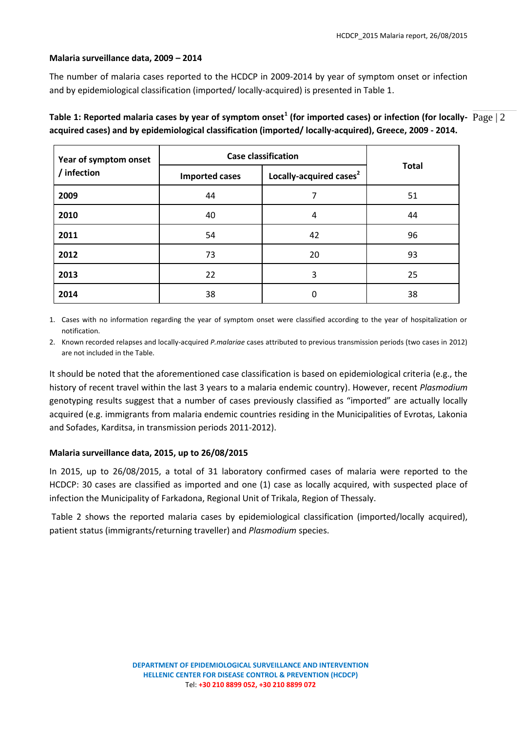**Malaria surveillance data, 2009 – 2014**

The number of malaria cases reported to the HCDCP in 2009-2014 by year of symptom onset or infection and by epidemiological classification (imported/ locally-acquired) is presented in Table 1.

**Table 1: Reported malaria cases by year of symptom onset[1] (for imported cases) or infection (for locally-acquired cases) and by epidemiological classification (imported/ locally-acquired), Greece, 2009 - 2014.**

| Year of symptom onset / infection | Case classification | | Total |
|---|---|---|---|
| | Imported cases | Locally-acquired cases[2] | |
| **2009** | 44 | 7 | 51 |
| **2010** | 40 | 4 | 44 |
| **2011** | 54 | 42 | 96 |
| **2012** | 73 | 20 | 93 |
| **2013** | 22 | 3 | 25 |
| **2014** | 38 | 0 | 38 |

1. Cases with no information regarding the year of symptom onset were classified according to the year of hospitalization or notification.
2. Known recorded relapses and locally-acquired *P.malariae* cases attributed to previous transmission periods (two cases in 2012) are not included in the Table.

It should be noted that the aforementioned case classification is based on epidemiological criteria (e.g., the history of recent travel within the last 3 years to a malaria endemic country). However, recent *Plasmodium* genotyping results suggest that a number of cases previously classified as "imported" are actually locally acquired (e.g. immigrants from malaria endemic countries residing in the Municipalities of Evrotas, Lakonia and Sofades, Karditsa, in transmission periods 2011-2012).

**Malaria surveillance data, 2015, up to 26/08/2015**

In 2015, up to 26/08/2015, a total of 31 laboratory confirmed cases of malaria were reported to the HCDCP: 30 cases are classified as imported and one (1) case as locally acquired, with suspected place of infection the Municipality of Farkadona, Regional Unit of Trikala, Region of Thessaly.

Table 2 shows the reported malaria cases by epidemiological classification (imported/locally acquired), patient status (immigrants/returning traveller) and *Plasmodium* species.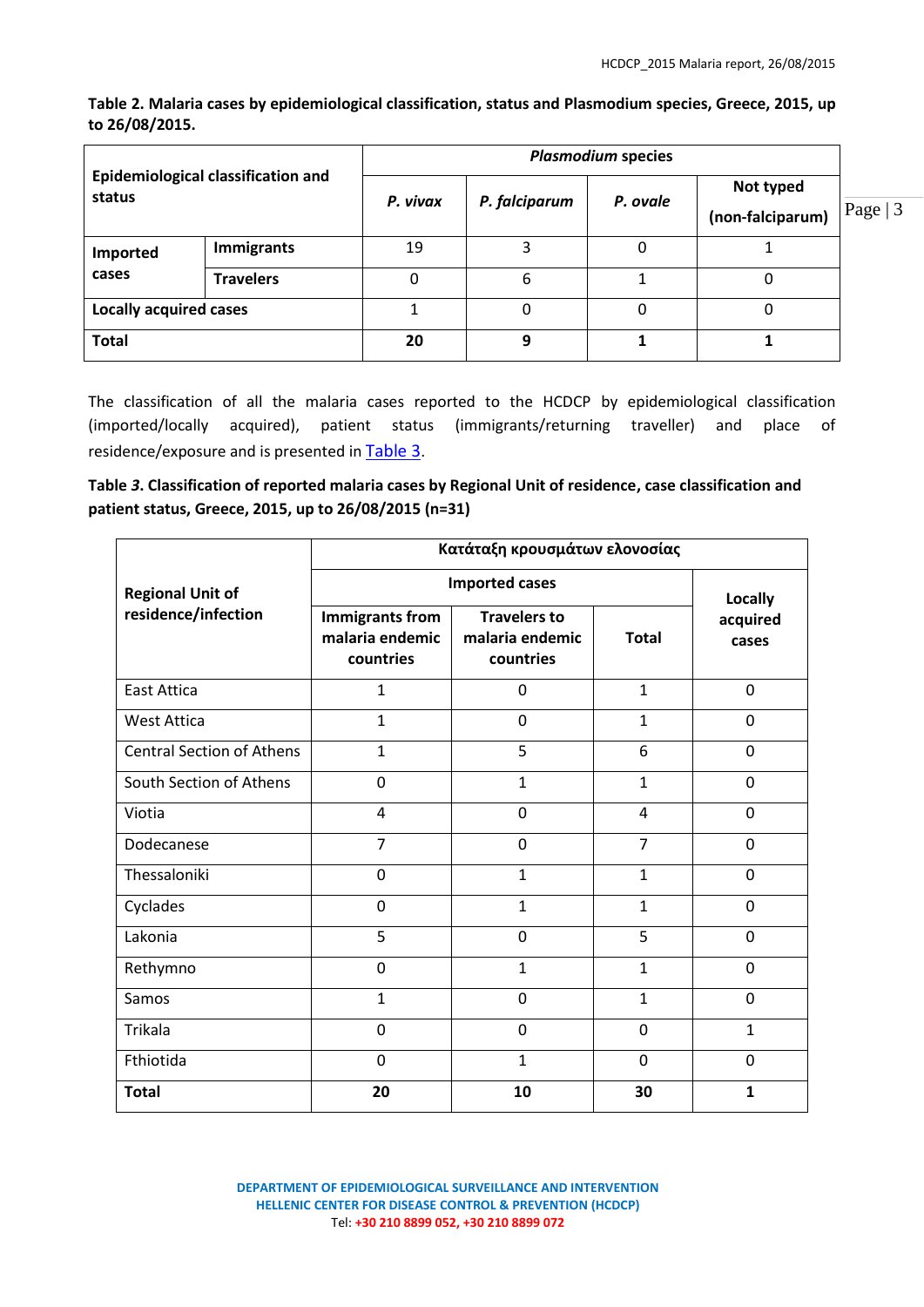**Table 2. Malaria cases by epidemiological classification, status and Plasmodium species, Greece, 2015, up to 26/08/2015.**

| Epidemiological classification and status | | *Plasmodium* species | | | |
|---|---|---|---|---|---|
| | | *P. vivax* | *P. falciparum* | *P. ovale* | Not typed (non-falciparum) |
| Imported cases | Immigrants | 19 | 3 | 0 | 1 |
| | Travelers | 0 | 6 | 1 | 0 |
| Locally acquired cases | | 1 | 0 | 0 | 0 |
| **Total** | | **20** | **9** | **1** | **1** |

The classification of all the malaria cases reported to the HCDCP by epidemiological classification (imported/locally acquired), patient status (immigrants/returning traveller) and place of residence/exposure and is presented in Table 3.

**Table *3*. Classification of reported malaria cases by Regional Unit of residence, case classification and patient status, Greece, 2015, up to 26/08/2015 (n=31)**

| Regional Unit of residence/infection | Κατάταξη κρουσμάτων ελονοσίας | | | |
|---|---|---|---|---|
| | Imported cases | | | Locally acquired cases |
| | Immigrants from malaria endemic countries | Travelers to malaria endemic countries | Total | |
| East Attica | 1 | 0 | 1 | 0 |
| West Attica | 1 | 0 | 1 | 0 |
| Central Section of Athens | 1 | 5 | 6 | 0 |
| South Section of Athens | 0 | 1 | 1 | 0 |
| Viotia | 4 | 0 | 4 | 0 |
| Dodecanese | 7 | 0 | 7 | 0 |
| Thessaloniki | 0 | 1 | 1 | 0 |
| Cyclades | 0 | 1 | 1 | 0 |
| Lakonia | 5 | 0 | 5 | 0 |
| Rethymno | 0 | 1 | 1 | 0 |
| Samos | 1 | 0 | 1 | 0 |
| Trikala | 0 | 0 | 0 | 1 |
| Fthiotida | 0 | 1 | 0 | 0 |
| **Total** | **20** | **10** | **30** | **1** |

DEPARTMENT OF EPIDEMIOLOGICAL SURVEILLANCE AND INTERVENTION
HELLENIC CENTER FOR DISEASE CONTROL & PREVENTION (HCDCP)
Tel: +30 210 8899 052, +30 210 8899 072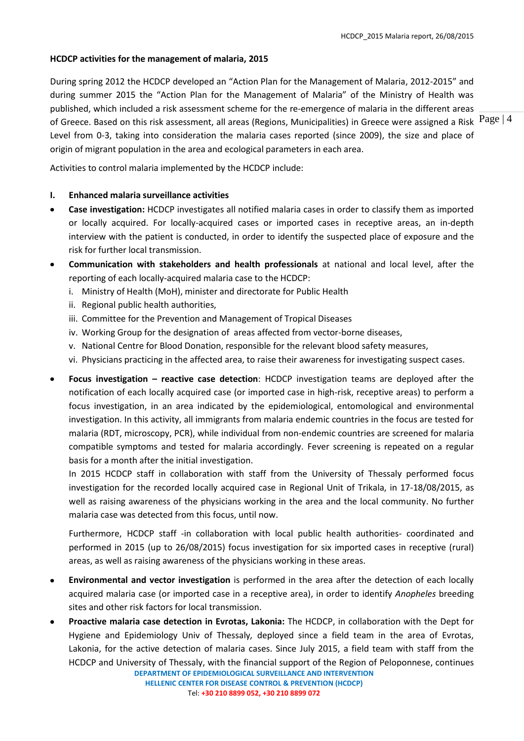**HCDCP activities for the management of malaria, 2015**

During spring 2012 the HCDCP developed an "Action Plan for the Management of Malaria, 2012-2015" and during summer 2015 the "Action Plan for the Management of Malaria" of the Ministry of Health was published, which included a risk assessment scheme for the re-emergence of malaria in the different areas of Greece. Based on this risk assessment, all areas (Regions, Municipalities) in Greece were assigned a Risk Level from 0-3, taking into consideration the malaria cases reported (since 2009), the size and place of origin of migrant population in the area and ecological parameters in each area.

Activities to control malaria implemented by the HCDCP include:

**I. Enhanced malaria surveillance activities**

- **Case investigation:** HCDCP investigates all notified malaria cases in order to classify them as imported or locally acquired. For locally-acquired cases or imported cases in receptive areas, an in-depth interview with the patient is conducted, in order to identify the suspected place of exposure and the risk for further local transmission.
- **Communication with stakeholders and health professionals** at national and local level, after the reporting of each locally-acquired malaria case to the HCDCP:
  - i. Ministry of Health (MoH), minister and directorate for Public Health
  - ii. Regional public health authorities,
  - iii. Committee for the Prevention and Management of Tropical Diseases
  - iv. Working Group for the designation of areas affected from vector-borne diseases,
  - v. National Centre for Blood Donation, responsible for the relevant blood safety measures,
  - vi. Physicians practicing in the affected area, to raise their awareness for investigating suspect cases.
- **Focus investigation – reactive case detection**: HCDCP investigation teams are deployed after the notification of each locally acquired case (or imported case in high-risk, receptive areas) to perform a focus investigation, in an area indicated by the epidemiological, entomological and environmental investigation. In this activity, all immigrants from malaria endemic countries in the focus are tested for malaria (RDT, microscopy, PCR), while individual from non-endemic countries are screened for malaria compatible symptoms and tested for malaria accordingly. Fever screening is repeated on a regular basis for a month after the initial investigation.

  In 2015 HCDCP staff in collaboration with staff from the University of Thessaly performed focus investigation for the recorded locally acquired case in Regional Unit of Trikala, in 17-18/08/2015, as well as raising awareness of the physicians working in the area and the local community. No further malaria case was detected from this focus, until now.

  Furthermore, HCDCP staff -in collaboration with local public health authorities- coordinated and performed in 2015 (up to 26/08/2015) focus investigation for six imported cases in receptive (rural) areas, as well as raising awareness of the physicians working in these areas.

- **Environmental and vector investigation** is performed in the area after the detection of each locally acquired malaria case (or imported case in a receptive area), in order to identify *Anopheles* breeding sites and other risk factors for local transmission.
- **Proactive malaria case detection in Evrotas, Lakonia:** The HCDCP, in collaboration with the Dept for Hygiene and Epidemiology Univ of Thessaly*,* deployed since a field team in the area of Evrotas, Lakonia, for the active detection of malaria cases. Since July 2015, a field team with staff from the HCDCP and University of Thessaly, with the financial support of the Region of Peloponnese, continues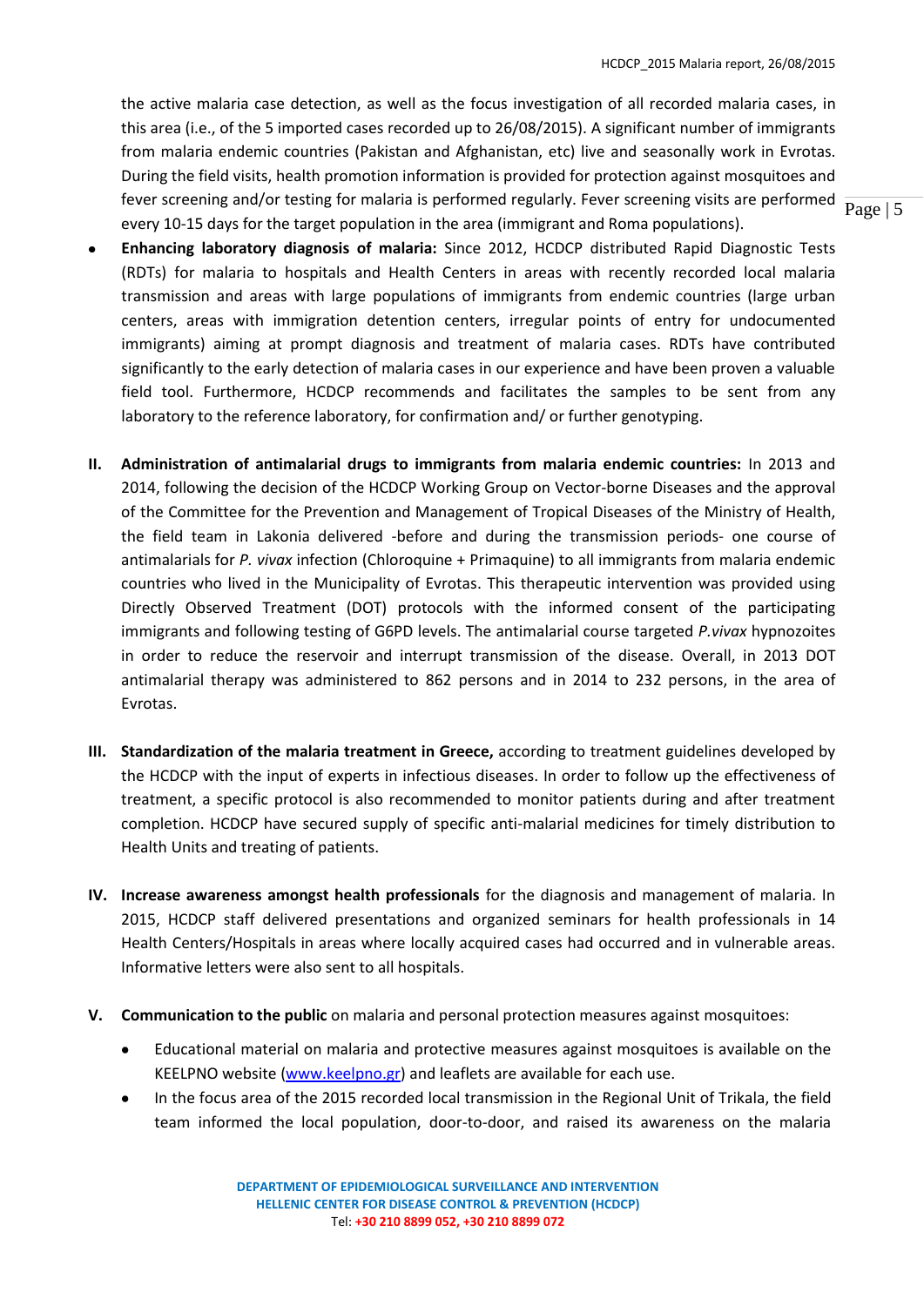the active malaria case detection, as well as the focus investigation of all recorded malaria cases, in this area (i.e., of the 5 imported cases recorded up to 26/08/2015). A significant number of immigrants from malaria endemic countries (Pakistan and Afghanistan, etc) live and seasonally work in Evrotas. During the field visits, health promotion information is provided for protection against mosquitoes and fever screening and/or testing for malaria is performed regularly. Fever screening visits are performed every 10-15 days for the target population in the area (immigrant and Roma populations).

- **Enhancing laboratory diagnosis of malaria:** Since 2012, HCDCP distributed Rapid Diagnostic Tests (RDTs) for malaria to hospitals and Health Centers in areas with recently recorded local malaria transmission and areas with large populations of immigrants from endemic countries (large urban centers, areas with immigration detention centers, irregular points of entry for undocumented immigrants) aiming at prompt diagnosis and treatment of malaria cases. RDTs have contributed significantly to the early detection of malaria cases in our experience and have been proven a valuable field tool. Furthermore, HCDCP recommends and facilitates the samples to be sent from any laboratory to the reference laboratory, for confirmation and/ or further genotyping.

II. **Administration of antimalarial drugs to immigrants from malaria endemic countries:** In 2013 and 2014, following the decision of the HCDCP Working Group on Vector-borne Diseases and the approval of the Committee for the Prevention and Management of Tropical Diseases of the Ministry of Health, the field team in Lakonia delivered -before and during the transmission periods- one course of antimalarials for *P. vivax* infection (Chloroquine + Primaquine) to all immigrants from malaria endemic countries who lived in the Municipality of Evrotas. This therapeutic intervention was provided using Directly Observed Treatment (DOT) protocols with the informed consent of the participating immigrants and following testing of G6PD levels. The antimalarial course targeted *P.vivax* hypnozoites in order to reduce the reservoir and interrupt transmission of the disease. Overall, in 2013 DOT antimalarial therapy was administered to 862 persons and in 2014 to 232 persons, in the area of Evrotas.

III. **Standardization of the malaria treatment in Greece,** according to treatment guidelines developed by the HCDCP with the input of experts in infectious diseases. In order to follow up the effectiveness of treatment, a specific protocol is also recommended to monitor patients during and after treatment completion. HCDCP have secured supply of specific anti-malarial medicines for timely distribution to Health Units and treating of patients.

IV. **Increase awareness amongst health professionals** for the diagnosis and management of malaria. In 2015, HCDCP staff delivered presentations and organized seminars for health professionals in 14 Health Centers/Hospitals in areas where locally acquired cases had occurred and in vulnerable areas. Informative letters were also sent to all hospitals.

V. **Communication to the public** on malaria and personal protection measures against mosquitoes:

- Educational material on malaria and protective measures against mosquitoes is available on the KEELPNO website ([www.keelpno.gr](http://www.keelpno.gr)) and leaflets are available for each use.
- In the focus area of the 2015 recorded local transmission in the Regional Unit of Trikala, the field team informed the local population, door-to-door, and raised its awareness on the malaria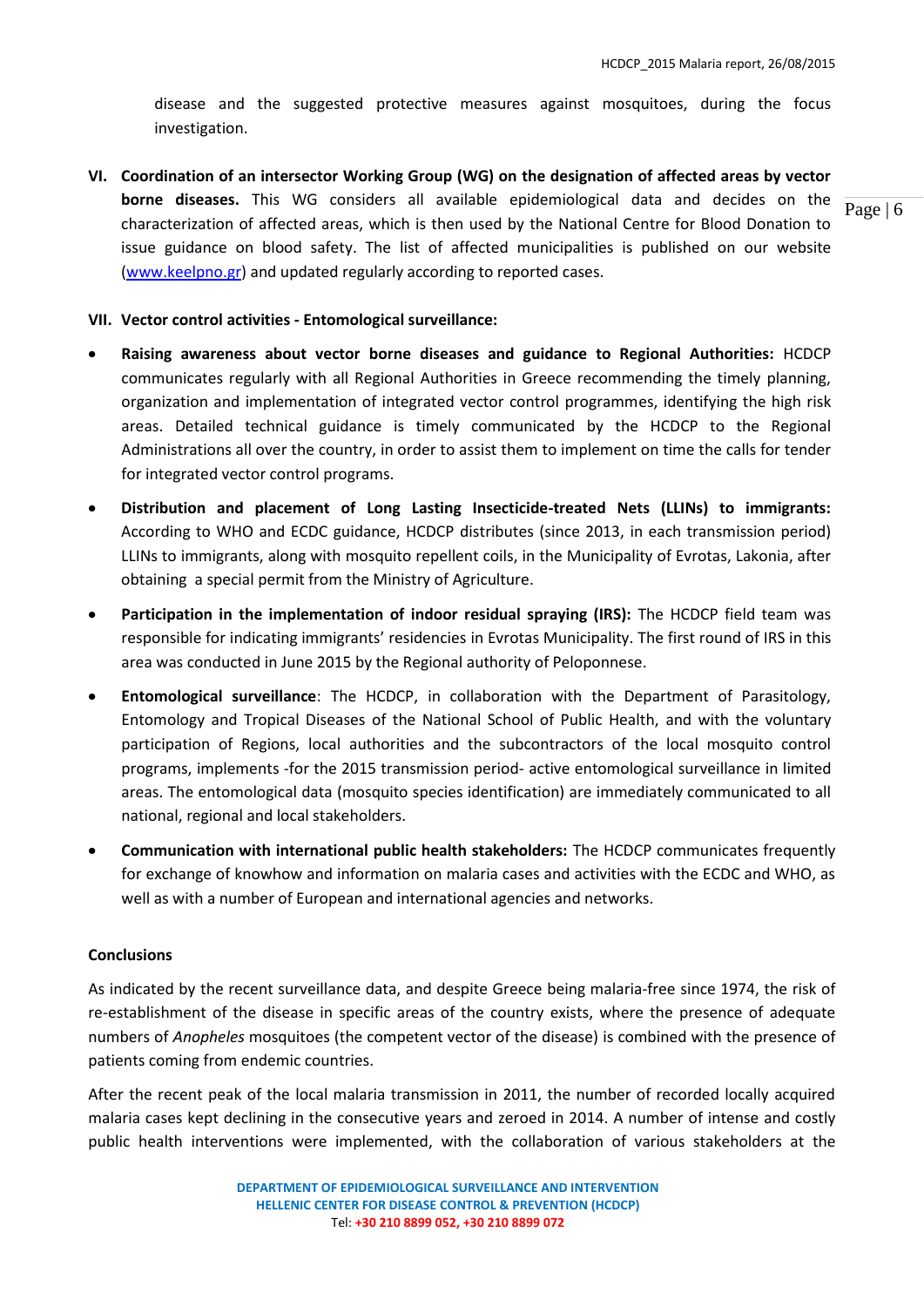disease and the suggested protective measures against mosquitoes, during the focus investigation.

VI. **Coordination of an intersector Working Group (WG) on the designation of affected areas by vector borne diseases.** This WG considers all available epidemiological data and decides on the characterization of affected areas, which is then used by the National Centre for Blood Donation to issue guidance on blood safety. The list of affected municipalities is published on our website ([www.keelpno.gr](www.keelpno.gr)) and updated regularly according to reported cases.

VII. **Vector control activities - Entomological surveillance:**

- **Raising awareness about vector borne diseases and guidance to Regional Authorities:** HCDCP communicates regularly with all Regional Authorities in Greece recommending the timely planning, organization and implementation of integrated vector control programmes, identifying the high risk areas. Detailed technical guidance is timely communicated by the HCDCP to the Regional Administrations all over the country, in order to assist them to implement on time the calls for tender for integrated vector control programs.
- **Distribution and placement of Long Lasting Insecticide-treated Nets (LLINs) to immigrants:** According to WHO and ECDC guidance, HCDCP distributes (since 2013, in each transmission period) LLINs to immigrants, along with mosquito repellent coils, in the Municipality of Evrotas, Lakonia, after obtaining a special permit from the Ministry of Agriculture.
- **Participation in the implementation of indoor residual spraying (IRS):** The HCDCP field team was responsible for indicating immigrants' residencies in Evrotas Municipality. The first round of IRS in this area was conducted in June 2015 by the Regional authority of Peloponnese.
- **Entomological surveillance**: The HCDCP, in collaboration with the Department of Parasitology, Entomology and Tropical Diseases of the National School of Public Health, and with the voluntary participation of Regions, local authorities and the subcontractors of the local mosquito control programs, implements -for the 2015 transmission period- active entomological surveillance in limited areas. The entomological data (mosquito species identification) are immediately communicated to all national, regional and local stakeholders.
- **Communication with international public health stakeholders:** The HCDCP communicates frequently for exchange of knowhow and information on malaria cases and activities with the ECDC and WHO, as well as with a number of European and international agencies and networks.

**Conclusions**

As indicated by the recent surveillance data, and despite Greece being malaria-free since 1974, the risk of re-establishment of the disease in specific areas of the country exists, where the presence of adequate numbers of *Anopheles* mosquitoes (the competent vector of the disease) is combined with the presence of patients coming from endemic countries.

After the recent peak of the local malaria transmission in 2011, the number of recorded locally acquired malaria cases kept declining in the consecutive years and zeroed in 2014. A number of intense and costly public health interventions were implemented, with the collaboration of various stakeholders at the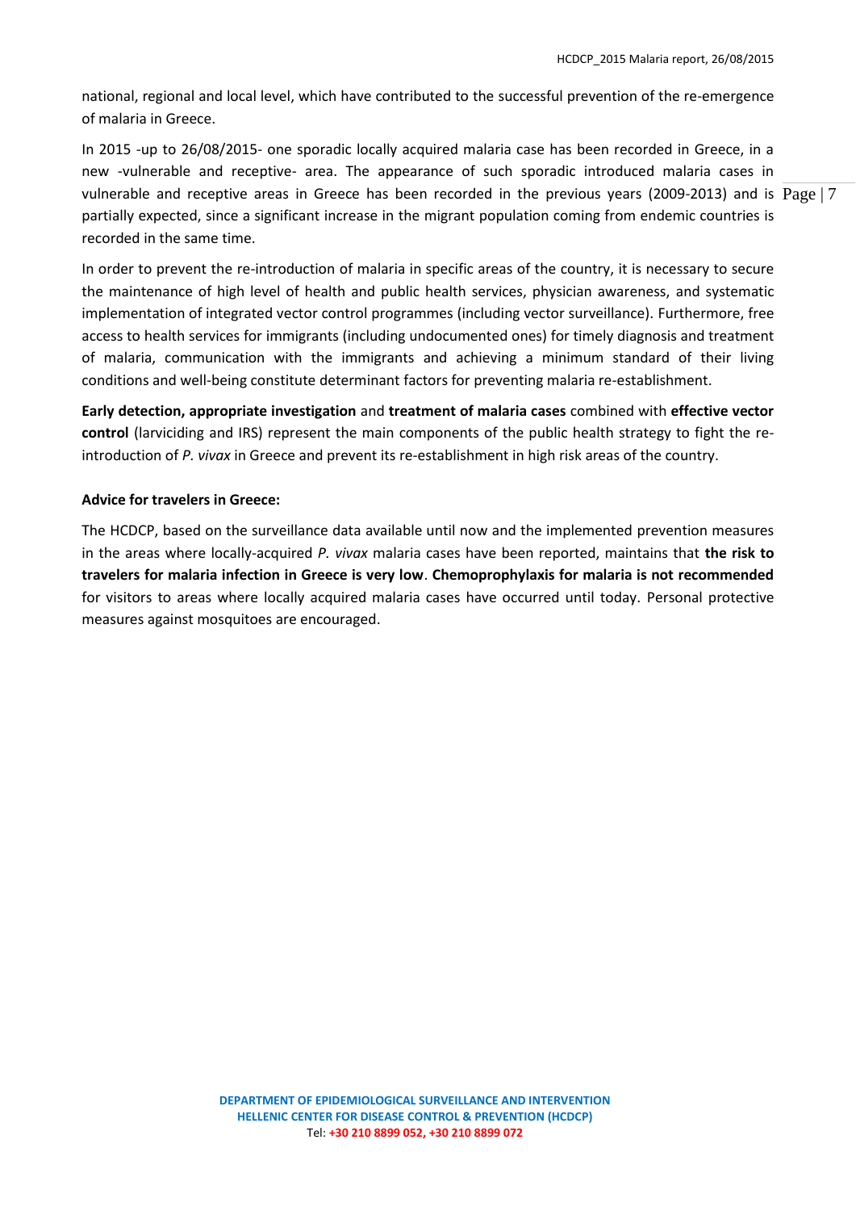national, regional and local level, which have contributed to the successful prevention of the re-emergence of malaria in Greece.

In 2015 -up to 26/08/2015- one sporadic locally acquired malaria case has been recorded in Greece, in a new -vulnerable and receptive- area. The appearance of such sporadic introduced malaria cases in vulnerable and receptive areas in Greece has been recorded in the previous years (2009-2013) and is partially expected, since a significant increase in the migrant population coming from endemic countries is recorded in the same time.

In order to prevent the re-introduction of malaria in specific areas of the country, it is necessary to secure the maintenance of high level of health and public health services, physician awareness, and systematic implementation of integrated vector control programmes (including vector surveillance). Furthermore, free access to health services for immigrants (including undocumented ones) for timely diagnosis and treatment of malaria, communication with the immigrants and achieving a minimum standard of their living conditions and well-being constitute determinant factors for preventing malaria re-establishment.

**Early detection, appropriate investigation** and **treatment of malaria cases** combined with **effective vector control** (larviciding and IRS) represent the main components of the public health strategy to fight the re-introduction of *P. vivax* in Greece and prevent its re-establishment in high risk areas of the country.

**Advice for travelers in Greece:**

The HCDCP, based on the surveillance data available until now and the implemented prevention measures in the areas where locally-acquired *P. vivax* malaria cases have been reported, maintains that **the risk to travelers for malaria infection in Greece is very low**. **Chemoprophylaxis for malaria is not recommended** for visitors to areas where locally acquired malaria cases have occurred until today. Personal protective measures against mosquitoes are encouraged.

**DEPARTMENT OF EPIDEMIOLOGICAL SURVEILLANCE AND INTERVENTION**
**HELLENIC CENTER FOR DISEASE CONTROL & PREVENTION (HCDCP)**
Tel: **+30 210 8899 052, +30 210 8899 072**